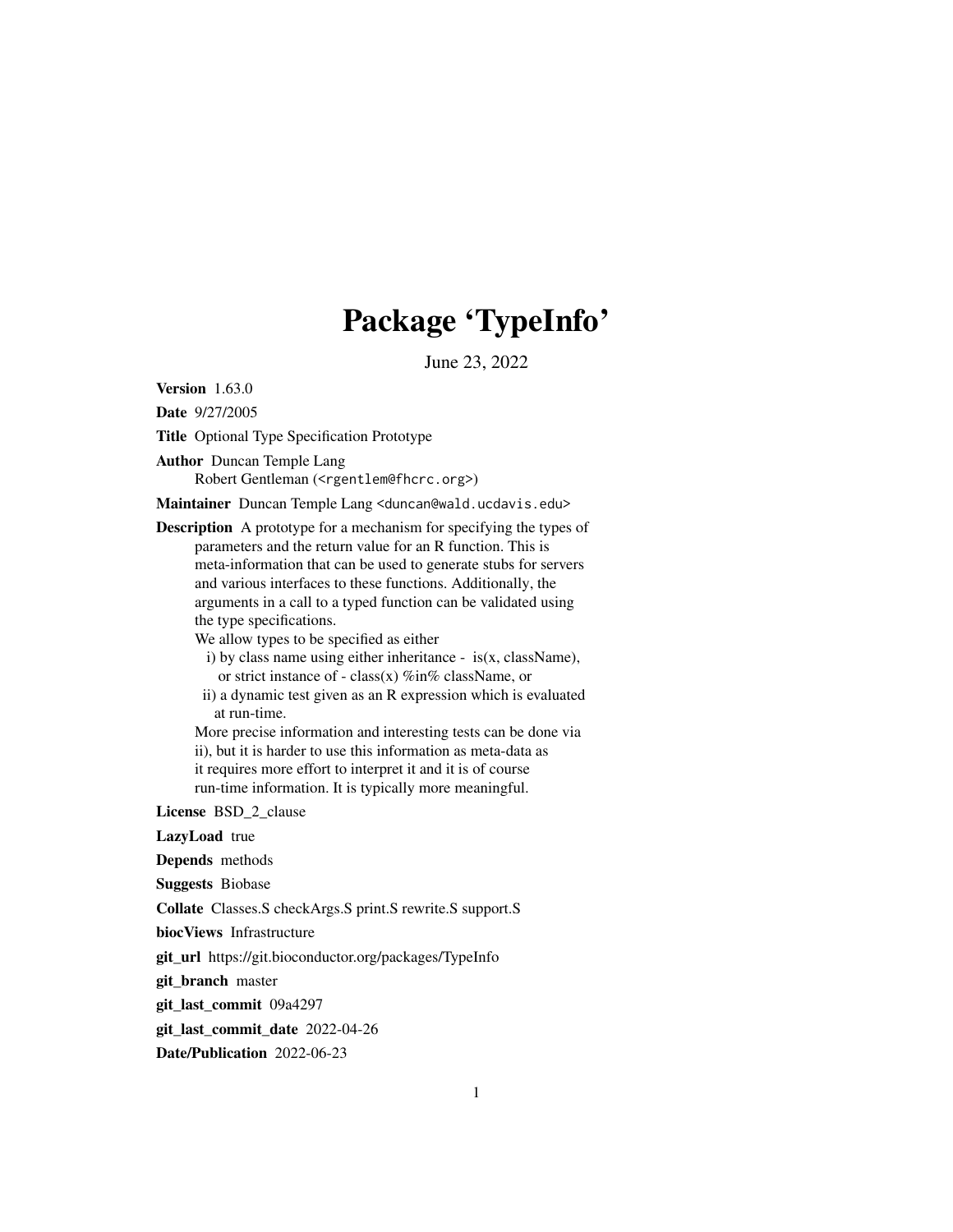# Package 'TypeInfo'

June 23, 2022

**Version** 1.63.0

**Date** 9/27/2005

**Title** Optional Type Specification Prototype

**Author** Duncan Temple Lang
Robert Gentleman (<rgentlem@fhcrc.org>)

**Maintainer** Duncan Temple Lang <duncan@wald.ucdavis.edu>

**Description** A prototype for a mechanism for specifying the types of parameters and the return value for an R function. This is meta-information that can be used to generate stubs for servers and various interfaces to these functions. Additionally, the arguments in a call to a typed function can be validated using the type specifications.
We allow types to be specified as either
i) by class name using either inheritance - is(x, className), or strict instance of - class(x) %in% className, or
ii) a dynamic test given as an R expression which is evaluated at run-time.
More precise information and interesting tests can be done via ii), but it is harder to use this information as meta-data as it requires more effort to interpret it and it is of course run-time information. It is typically more meaningful.

**License** BSD_2_clause

**LazyLoad** true

**Depends** methods

**Suggests** Biobase

**Collate** Classes.S checkArgs.S print.S rewrite.S support.S

**biocViews** Infrastructure

**git_url** https://git.bioconductor.org/packages/TypeInfo

**git_branch** master

**git_last_commit** 09a4297

**git_last_commit_date** 2022-04-26

**Date/Publication** 2022-06-23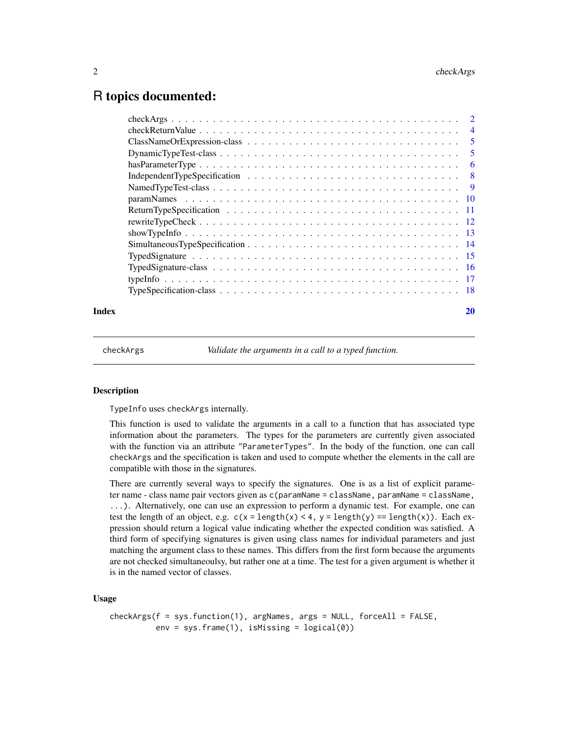# R topics documented:

| | |
|---|---|
| checkArgs | 2 |
| checkReturnValue | 4 |
| ClassNameOrExpression-class | 5 |
| DynamicTypeTest-class | 5 |
| hasParameterType | 6 |
| IndependentTypeSpecification | 8 |
| NamedTypeTest-class | 9 |
| paramNames | 10 |
| ReturnTypeSpecification | 11 |
| rewriteTypeCheck | 12 |
| showTypeInfo | 13 |
| SimultaneousTypeSpecification | 14 |
| TypedSignature | 15 |
| TypedSignature-class | 16 |
| typeInfo | 17 |
| TypeSpecification-class | 18 |

**Index** 20

---

`checkArgs` *Validate the arguments in a call to a typed function.*

---

### Description

`TypeInfo` uses `checkArgs` internally.

This function is used to validate the arguments in a call to a function that has associated type information about the parameters. The types for the parameters are currently given associated with the function via an attribute `"ParameterTypes"`. In the body of the function, one can call `checkArgs` and the specification is taken and used to compute whether the elements in the call are compatible with those in the signatures.

There are currently several ways to specify the signatures. One is as a list of explicit parameter name - class name pair vectors given as `c(paramName = className, paramName = className, ...)`. Alternatively, one can use an expression to perform a dynamic test. For example, one can test the length of an object, e.g. `c(x = length(x) < 4, y = length(y) == length(x))`. Each expression should return a logical value indicating whether the expected condition was satisfied. A third form of specifying signatures is given using class names for individual parameters and just matching the argument class to these names. This differs from the first form because the arguments are not checked simultaneoulsy, but rather one at a time. The test for a given argument is whether it is in the named vector of classes.

### Usage

```
checkArgs(f = sys.function(1), argNames, args = NULL, forceAll = FALSE,
          env = sys.frame(1), isMissing = logical(0))
```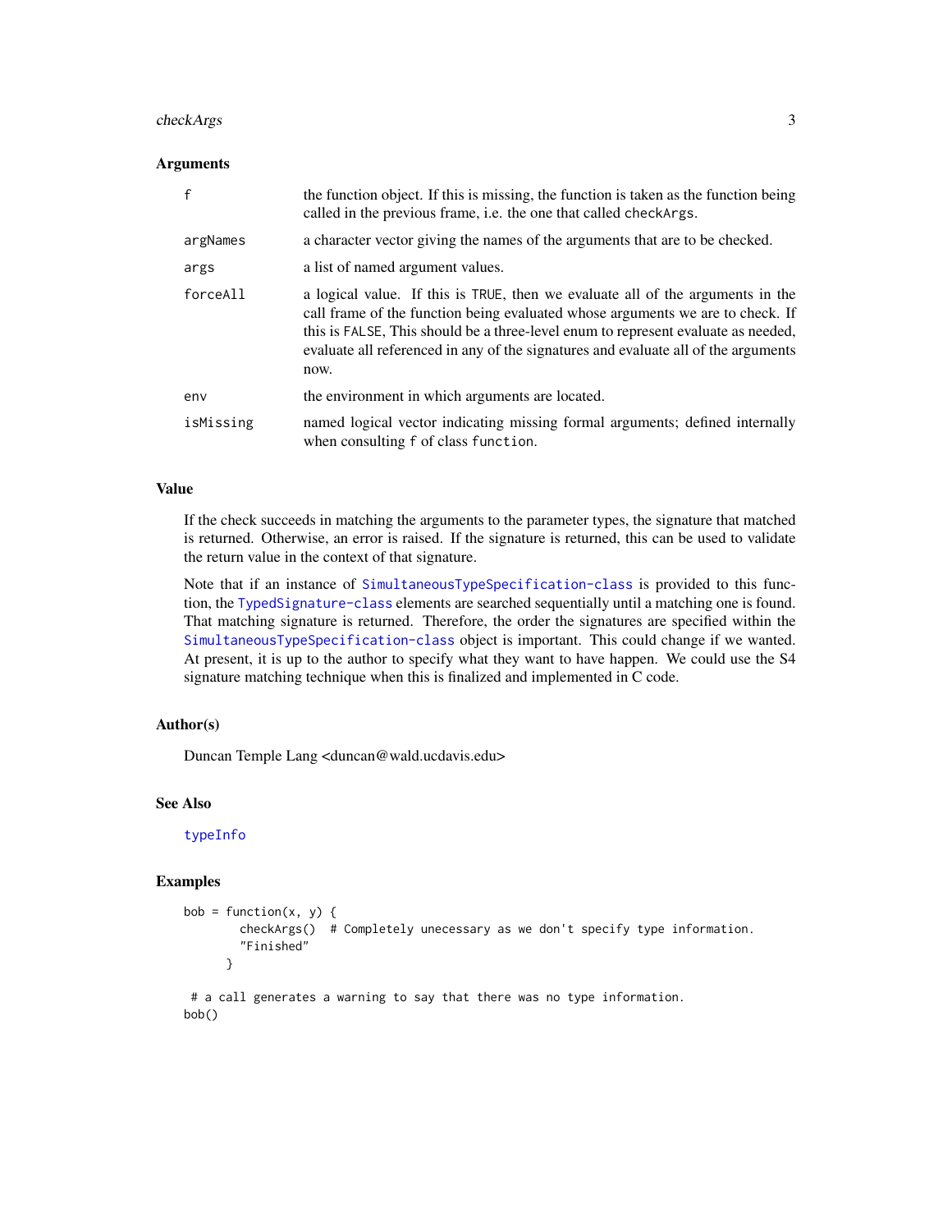## Arguments

| | |
|---|---|
| `f` | the function object. If this is missing, the function is taken as the function being called in the previous frame, i.e. the one that called `checkArgs`. |
| `argNames` | a character vector giving the names of the arguments that are to be checked. |
| `args` | a list of named argument values. |
| `forceAll` | a logical value. If this is `TRUE`, then we evaluate all of the arguments in the call frame of the function being evaluated whose arguments we are to check. If this is `FALSE`, This should be a three-level enum to represent evaluate as needed, evaluate all referenced in any of the signatures and evaluate all of the arguments now. |
| `env` | the environment in which arguments are located. |
| `isMissing` | named logical vector indicating missing formal arguments; defined internally when consulting `f` of class `function`. |

## Value

If the check succeeds in matching the arguments to the parameter types, the signature that matched is returned. Otherwise, an error is raised. If the signature is returned, this can be used to validate the return value in the context of that signature.

Note that if an instance of `SimultaneousTypeSpecification-class` is provided to this function, the `TypedSignature-class` elements are searched sequentially until a matching one is found. That matching signature is returned. Therefore, the order the signatures are specified within the `SimultaneousTypeSpecification-class` object is important. This could change if we wanted. At present, it is up to the author to specify what they want to have happen. We could use the S4 signature matching technique when this is finalized and implemented in C code.

## Author(s)

Duncan Temple Lang <duncan@wald.ucdavis.edu>

## See Also

`typeInfo`

## Examples

```
bob = function(x, y) {
        checkArgs()  # Completely unecessary as we don't specify type information.
        "Finished"
      }

 # a call generates a warning to say that there was no type information.
bob()
```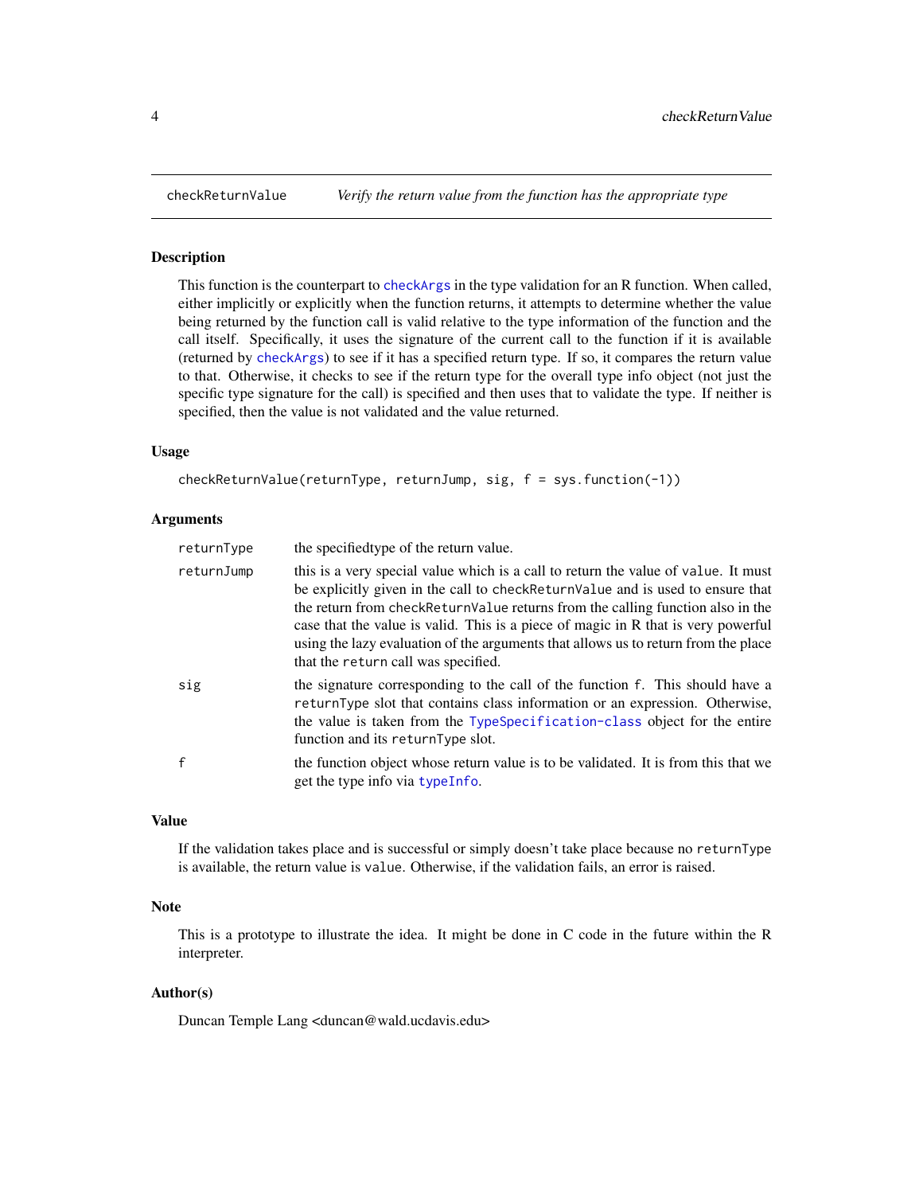# checkReturnValue — *Verify the return value from the function has the appropriate type*

## Description

This function is the counterpart to `checkArgs` in the type validation for an R function. When called, either implicitly or explicitly when the function returns, it attempts to determine whether the value being returned by the function call is valid relative to the type information of the function and the call itself. Specifically, it uses the signature of the current call to the function if it is available (returned by `checkArgs`) to see if it has a specified return type. If so, it compares the return value to that. Otherwise, it checks to see if the return type for the overall type info object (not just the specific type signature for the call) is specified and then uses that to validate the type. If neither is specified, then the value is not validated and the value returned.

## Usage

```
checkReturnValue(returnType, returnJump, sig, f = sys.function(-1))
```

## Arguments

| | |
|---|---|
| `returnType` | the specifiedtype of the return value. |
| `returnJump` | this is a very special value which is a call to return the value of `value`. It must be explicitly given in the call to `checkReturnValue` and is used to ensure that the return from `checkReturnValue` returns from the calling function also in the case that the value is valid. This is a piece of magic in R that is very powerful using the lazy evaluation of the arguments that allows us to return from the place that the `return` call was specified. |
| `sig` | the signature corresponding to the call of the function `f`. This should have a `returnType` slot that contains class information or an expression. Otherwise, the value is taken from the `TypeSpecification-class` object for the entire function and its `returnType` slot. |
| `f` | the function object whose return value is to be validated. It is from this that we get the type info via `typeInfo`. |

## Value

If the validation takes place and is successful or simply doesn't take place because no `returnType` is available, the return value is `value`. Otherwise, if the validation fails, an error is raised.

## Note

This is a prototype to illustrate the idea. It might be done in C code in the future within the R interpreter.

## Author(s)

Duncan Temple Lang <duncan@wald.ucdavis.edu>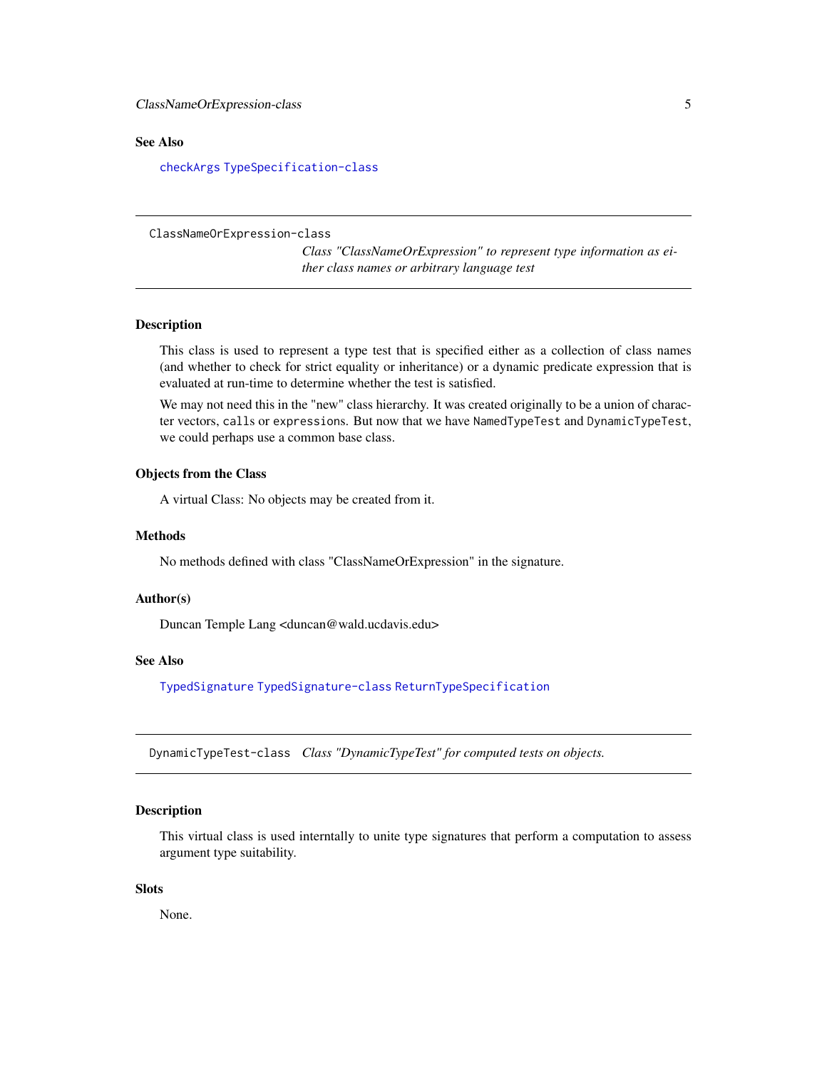## See Also

`checkArgs` `TypeSpecification-class`

---

# ClassNameOrExpression-class

*Class "ClassNameOrExpression" to represent type information as either class names or arbitrary language test*

## Description

This class is used to represent a type test that is specified either as a collection of class names (and whether to check for strict equality or inheritance) or a dynamic predicate expression that is evaluated at run-time to determine whether the test is satisfied.

We may not need this in the "new" class hierarchy. It was created originally to be a union of character vectors, `call`s or `expression`s. But now that we have `NamedTypeTest` and `DynamicTypeTest`, we could perhaps use a common base class.

## Objects from the Class

A virtual Class: No objects may be created from it.

## Methods

No methods defined with class "ClassNameOrExpression" in the signature.

## Author(s)

Duncan Temple Lang <duncan@wald.ucdavis.edu>

## See Also

`TypedSignature` `TypedSignature-class` `ReturnTypeSpecification`

---

# DynamicTypeTest-class

*Class "DynamicTypeTest" for computed tests on objects.*

## Description

This virtual class is used interntally to unite type signatures that perform a computation to assess argument type suitability.

## Slots

None.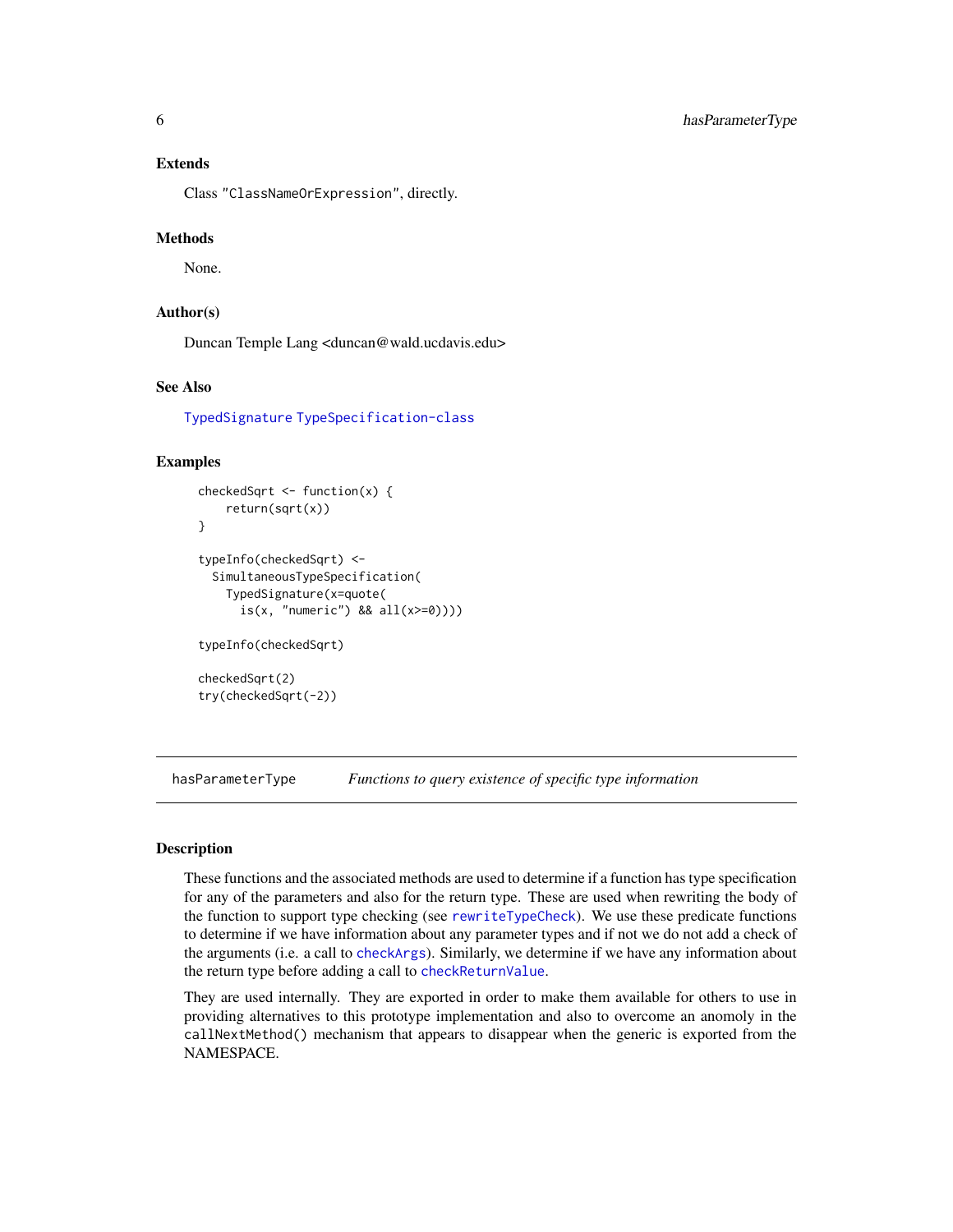### Extends

Class "ClassNameOrExpression", directly.

### Methods

None.

### Author(s)

Duncan Temple Lang <duncan@wald.ucdavis.edu>

### See Also

TypedSignature TypeSpecification-class

### Examples

```
checkedSqrt <- function(x) {
    return(sqrt(x))
}

typeInfo(checkedSqrt) <-
  SimultaneousTypeSpecification(
    TypedSignature(x=quote(
      is(x, "numeric") && all(x>=0))))

typeInfo(checkedSqrt)

checkedSqrt(2)
try(checkedSqrt(-2))
```

---

## hasParameterType — *Functions to query existence of specific type information*

---

### Description

These functions and the associated methods are used to determine if a function has type specification for any of the parameters and also for the return type. These are used when rewriting the body of the function to support type checking (see rewriteTypeCheck). We use these predicate functions to determine if we have information about any parameter types and if not we do not add a check of the arguments (i.e. a call to checkArgs). Similarly, we determine if we have any information about the return type before adding a call to checkReturnValue.

They are used internally. They are exported in order to make them available for others to use in providing alternatives to this prototype implementation and also to overcome an anomoly in the callNextMethod() mechanism that appears to disappear when the generic is exported from the NAMESPACE.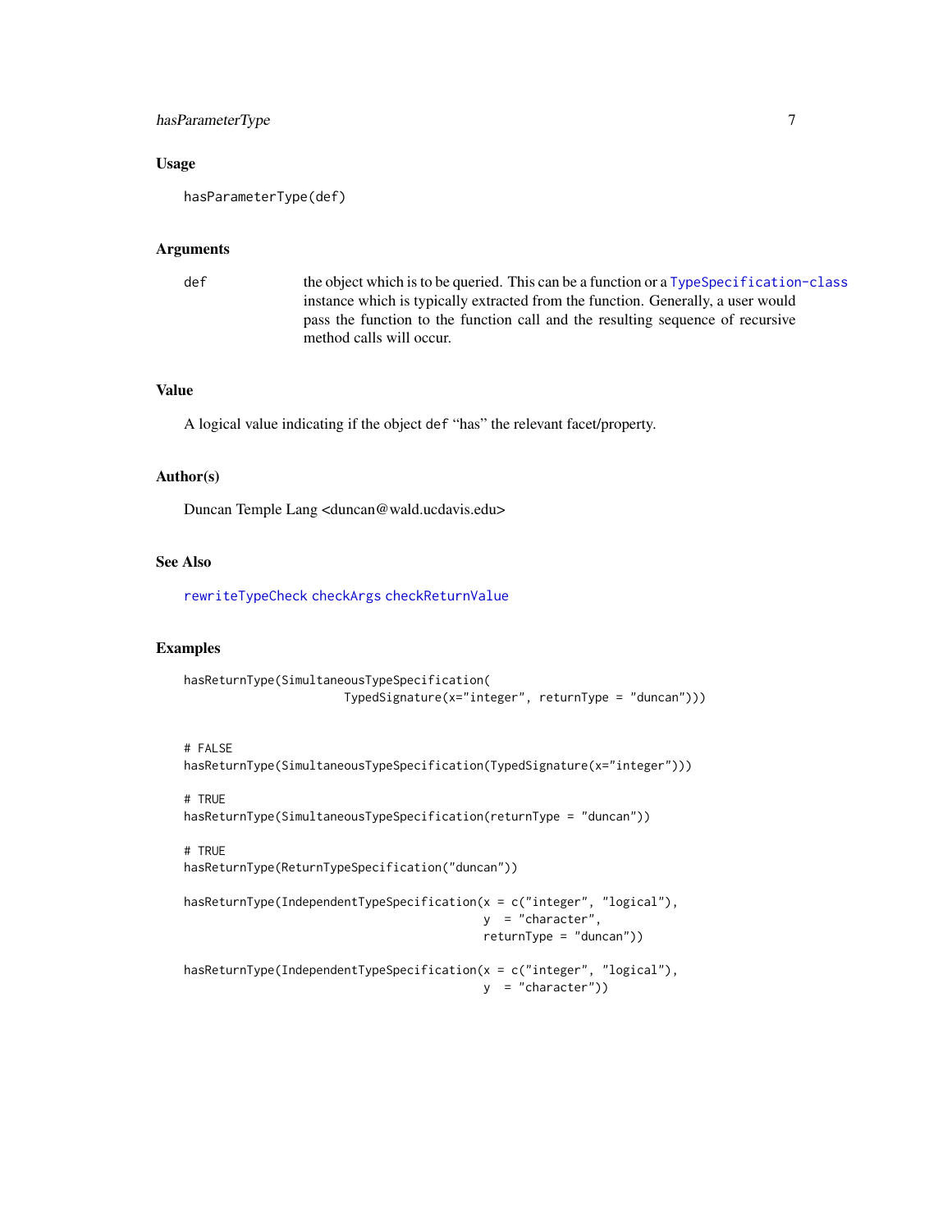### Usage

```
hasParameterType(def)
```

### Arguments

| | |
|---|---|
| def | the object which is to be queried. This can be a function or a TypeSpecification-class instance which is typically extracted from the function. Generally, a user would pass the function to the function call and the resulting sequence of recursive method calls will occur. |

### Value

A logical value indicating if the object `def` "has" the relevant facet/property.

### Author(s)

Duncan Temple Lang <duncan@wald.ucdavis.edu>

### See Also

rewriteTypeCheck checkArgs checkReturnValue

### Examples

```
hasReturnType(SimultaneousTypeSpecification(
                       TypedSignature(x="integer", returnType = "duncan")))


# FALSE
hasReturnType(SimultaneousTypeSpecification(TypedSignature(x="integer")))

# TRUE
hasReturnType(SimultaneousTypeSpecification(returnType = "duncan"))

# TRUE
hasReturnType(ReturnTypeSpecification("duncan"))

hasReturnType(IndependentTypeSpecification(x = c("integer", "logical"),
                                           y  = "character",
                                           returnType = "duncan"))

hasReturnType(IndependentTypeSpecification(x = c("integer", "logical"),
                                           y  = "character"))
```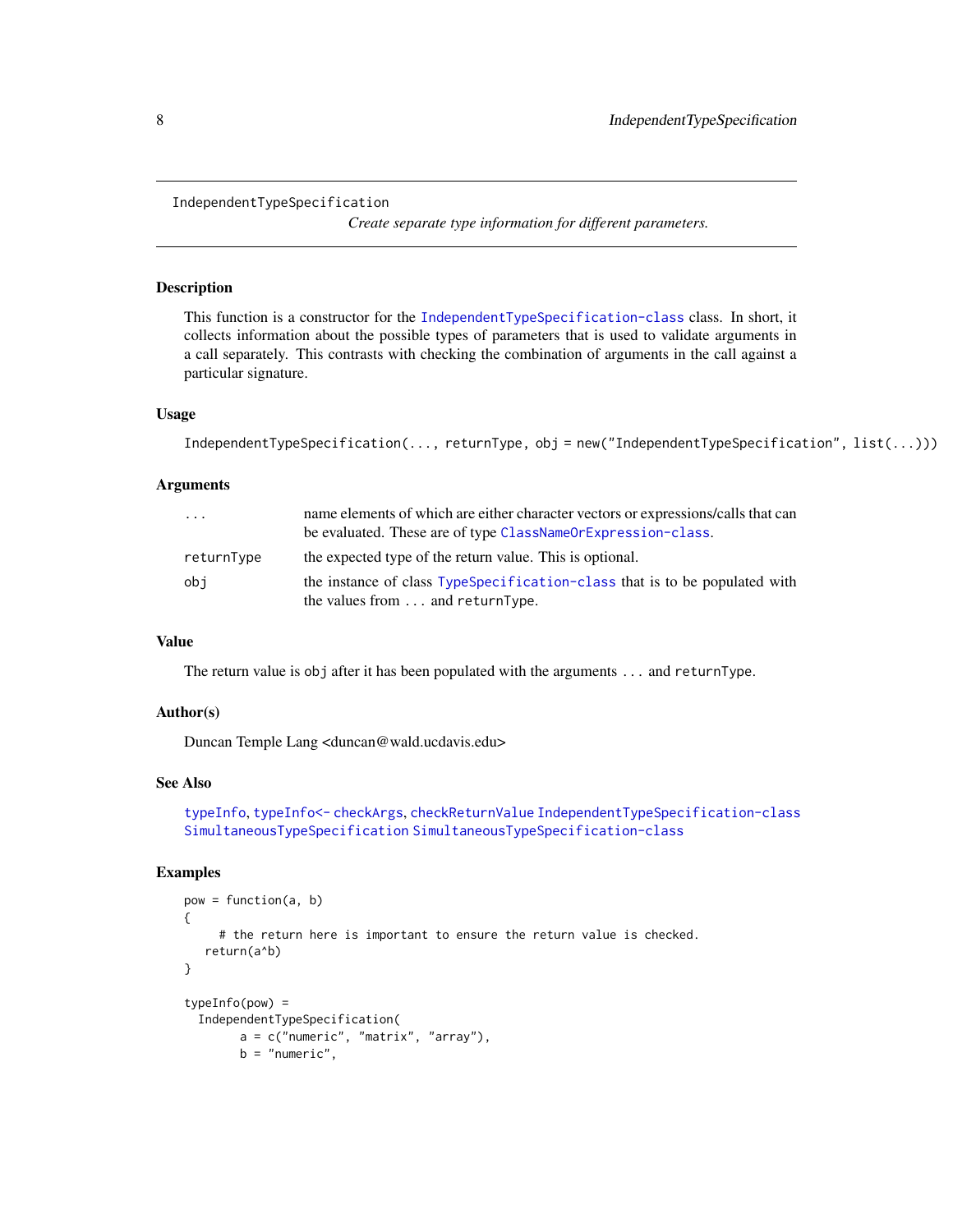IndependentTypeSpecification *Create separate type information for different parameters.*

## Description

This function is a constructor for the IndependentTypeSpecification-class class. In short, it collects information about the possible types of parameters that is used to validate arguments in a call separately. This contrasts with checking the combination of arguments in the call against a particular signature.

## Usage

```
IndependentTypeSpecification(..., returnType, obj = new("IndependentTypeSpecification", list(...)))
```

## Arguments

| | |
|---|---|
| `...` | name elements of which are either character vectors or expressions/calls that can be evaluated. These are of type ClassNameOrExpression-class. |
| `returnType` | the expected type of the return value. This is optional. |
| `obj` | the instance of class TypeSpecification-class that is to be populated with the values from `...` and `returnType`. |

## Value

The return value is `obj` after it has been populated with the arguments `...` and `returnType`.

## Author(s)

Duncan Temple Lang <duncan@wald.ucdavis.edu>

## See Also

typeInfo, typeInfo<- checkArgs, checkReturnValue IndependentTypeSpecification-class SimultaneousTypeSpecification SimultaneousTypeSpecification-class

## Examples

```
pow = function(a, b)
{
     # the return here is important to ensure the return value is checked.
   return(a^b)
}

typeInfo(pow) =
  IndependentTypeSpecification(
        a = c("numeric", "matrix", "array"),
        b = "numeric",
```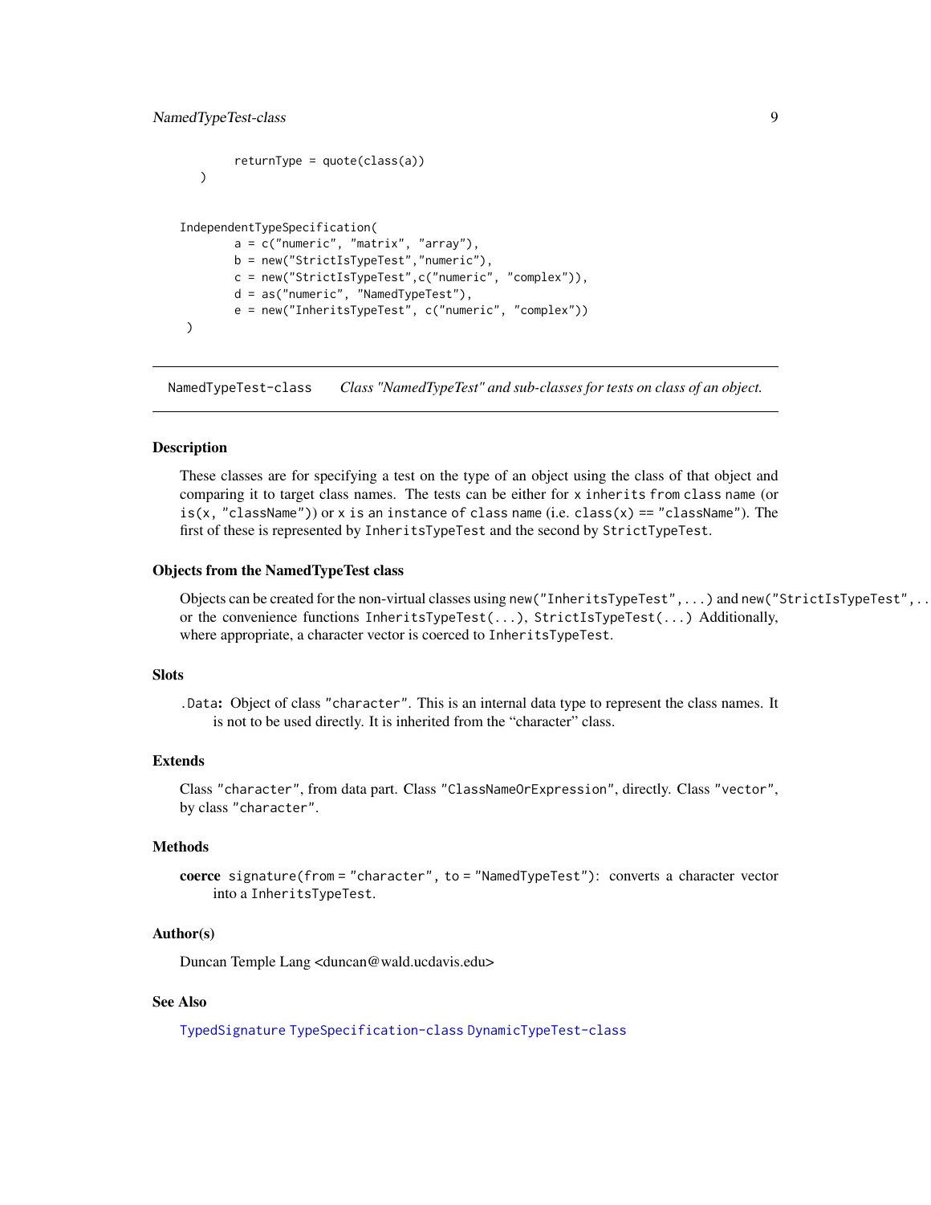```
        returnType = quote(class(a))
   )


IndependentTypeSpecification(
        a = c("numeric", "matrix", "array"),
        b = new("StrictIsTypeTest","numeric"),
        c = new("StrictIsTypeTest",c("numeric", "complex")),
        d = as("numeric", "NamedTypeTest"),
        e = new("InheritsTypeTest", c("numeric", "complex"))
 )
```

---

NamedTypeTest-class    *Class "NamedTypeTest" and sub-classes for tests on class of an object.*

---

## Description

These classes are for specifying a test on the type of an object using the class of that object and comparing it to target class names. The tests can be either for `x inherits from class name` (or `is(x, "className")`) or `x is an instance of class name` (i.e. `class(x) == "className"`). The first of these is represented by `InheritsTypeTest` and the second by `StrictTypeTest`.

## Objects from the NamedTypeTest class

Objects can be created for the non-virtual classes using `new("InheritsTypeTest",...)` and `new("StrictIsTypeTest",...)` or the convenience functions `InheritsTypeTest(...)`, `StrictIsTypeTest(...)` Additionally, where appropriate, a character vector is coerced to `InheritsTypeTest`.

## Slots

`.Data`**:** Object of class `"character"`. This is an internal data type to represent the class names. It is not to be used directly. It is inherited from the "character" class.

## Extends

Class `"character"`, from data part. Class `"ClassNameOrExpression"`, directly. Class `"vector"`, by class `"character"`.

## Methods

**coerce** `signature(from = "character", to = "NamedTypeTest")`: converts a character vector into a `InheritsTypeTest`.

## Author(s)

Duncan Temple Lang <duncan@wald.ucdavis.edu>

## See Also

`TypedSignature` `TypeSpecification-class` `DynamicTypeTest-class`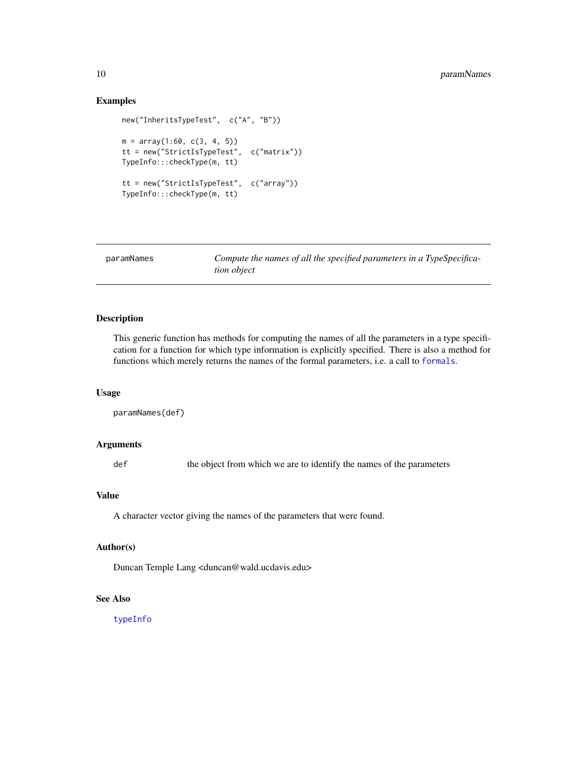## Examples

```
new("InheritsTypeTest",  c("A", "B"))

m = array(1:60, c(3, 4, 5))
tt = new("StrictIsTypeTest",  c("matrix"))
TypeInfo:::checkType(m, tt)

tt = new("StrictIsTypeTest",  c("array"))
TypeInfo:::checkType(m, tt)
```

---

# paramNames — *Compute the names of all the specified parameters in a TypeSpecification object*

## Description

This generic function has methods for computing the names of all the parameters in a type specification for a function for which type information is explicitly specified. There is also a method for functions which merely returns the names of the formal parameters, i.e. a call to `formals`.

## Usage

```
paramNames(def)
```

## Arguments

| | |
|---|---|
| `def` | the object from which we are to identify the names of the parameters |

## Value

A character vector giving the names of the parameters that were found.

## Author(s)

Duncan Temple Lang <duncan@wald.ucdavis.edu>

## See Also

`typeInfo`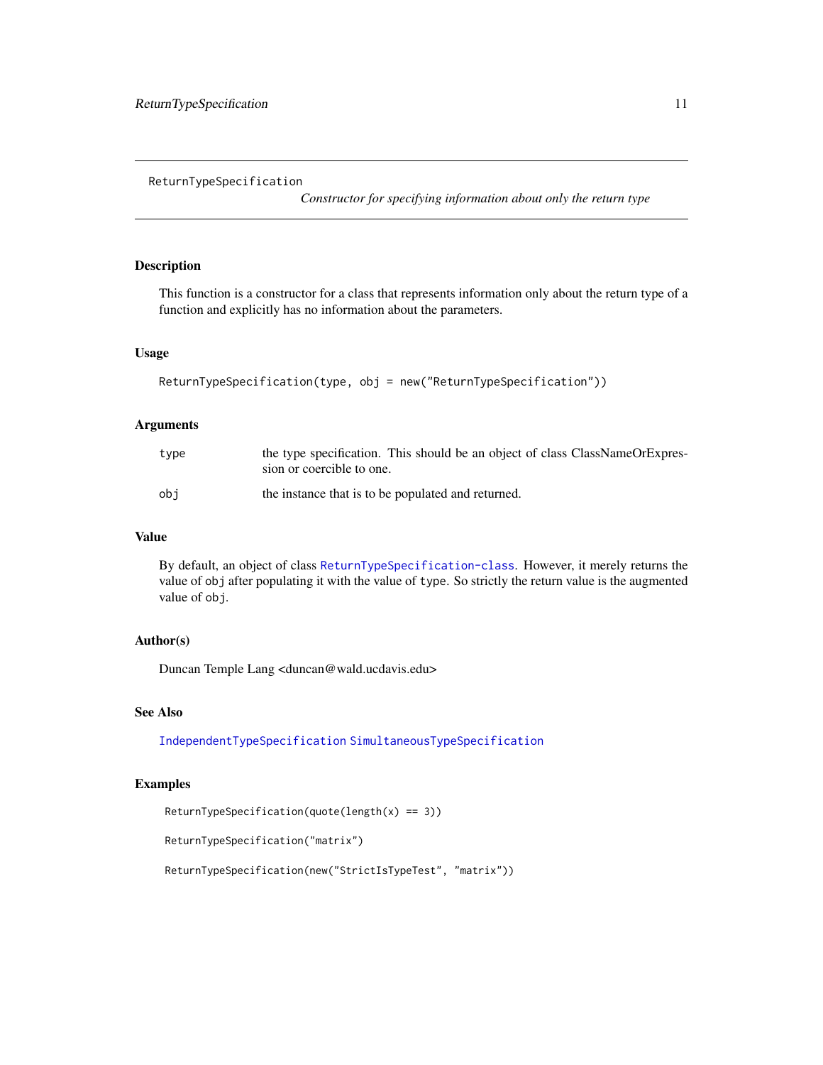# ReturnTypeSpecification

*Constructor for specifying information about only the return type*

## Description

This function is a constructor for a class that represents information only about the return type of a function and explicitly has no information about the parameters.

## Usage

```
ReturnTypeSpecification(type, obj = new("ReturnTypeSpecification"))
```

## Arguments

| | |
|---|---|
| `type` | the type specification. This should be an object of class ClassNameOrExpression or coercible to one. |
| `obj` | the instance that is to be populated and returned. |

## Value

By default, an object of class `ReturnTypeSpecification-class`. However, it merely returns the value of `obj` after populating it with the value of `type`. So strictly the return value is the augmented value of `obj`.

## Author(s)

Duncan Temple Lang <duncan@wald.ucdavis.edu>

## See Also

`IndependentTypeSpecification` `SimultaneousTypeSpecification`

## Examples

```
ReturnTypeSpecification(quote(length(x) == 3))

ReturnTypeSpecification("matrix")

ReturnTypeSpecification(new("StrictIsTypeTest", "matrix"))
```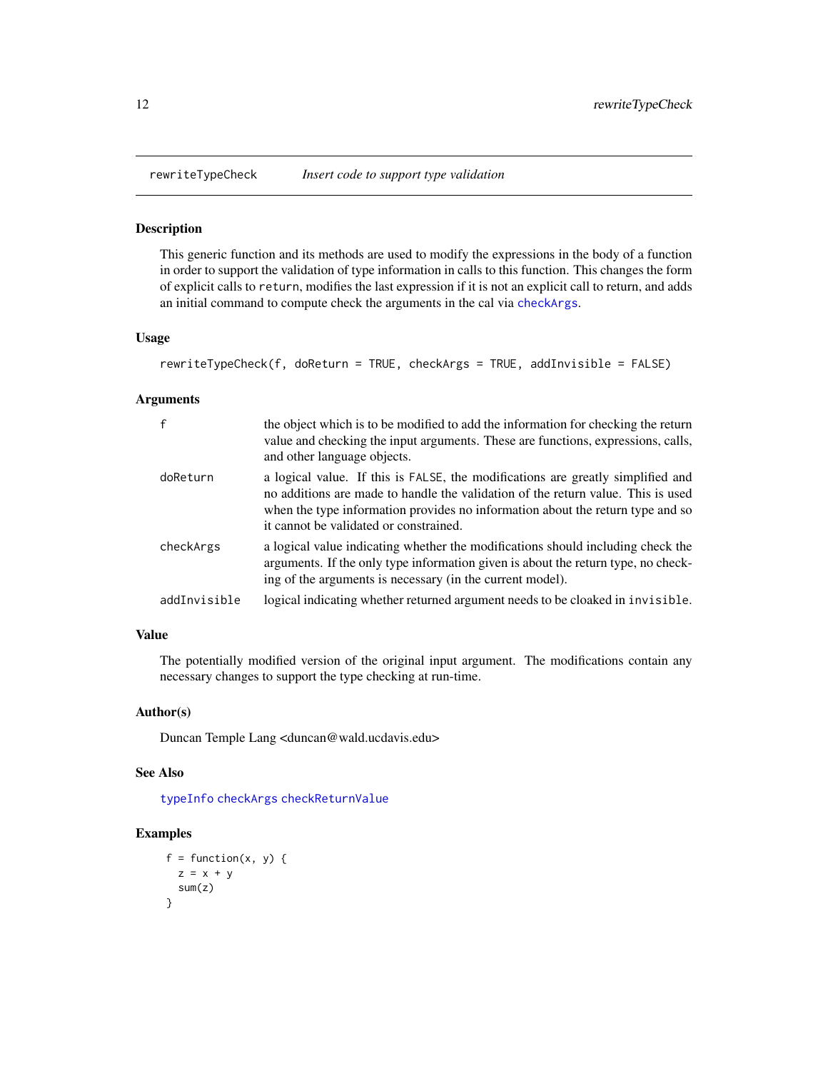## rewriteTypeCheck — *Insert code to support type validation*

### Description

This generic function and its methods are used to modify the expressions in the body of a function in order to support the validation of type information in calls to this function. This changes the form of explicit calls to `return`, modifies the last expression if it is not an explicit call to return, and adds an initial command to compute check the arguments in the cal via `checkArgs`.

### Usage

```
rewriteTypeCheck(f, doReturn = TRUE, checkArgs = TRUE, addInvisible = FALSE)
```

### Arguments

| | |
|---|---|
| `f` | the object which is to be modified to add the information for checking the return value and checking the input arguments. These are functions, expressions, calls, and other language objects. |
| `doReturn` | a logical value. If this is `FALSE`, the modifications are greatly simplified and no additions are made to handle the validation of the return value. This is used when the type information provides no information about the return type and so it cannot be validated or constrained. |
| `checkArgs` | a logical value indicating whether the modifications should including check the arguments. If the only type information given is about the return type, no checking of the arguments is necessary (in the current model). |
| `addInvisible` | logical indicating whether returned argument needs to be cloaked in `invisible`. |

### Value

The potentially modified version of the original input argument. The modifications contain any necessary changes to support the type checking at run-time.

### Author(s)

Duncan Temple Lang <duncan@wald.ucdavis.edu>

### See Also

`typeInfo` `checkArgs` `checkReturnValue`

### Examples

```
f = function(x, y) {
  z = x + y
  sum(z)
}
```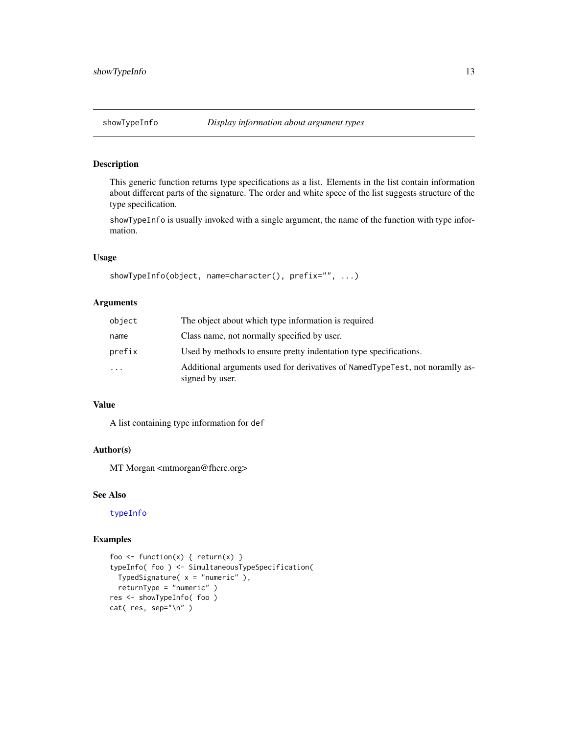# showTypeInfo *Display information about argument types*

## Description

This generic function returns type specifications as a list. Elements in the list contain information about different parts of the signature. The order and white spece of the list suggests structure of the type specification.

`showTypeInfo` is usually invoked with a single argument, the name of the function with type information.

## Usage

```
showTypeInfo(object, name=character(), prefix="", ...)
```

## Arguments

| | |
|---|---|
| `object` | The object about which type information is required |
| `name` | Class name, not normally specified by user. |
| `prefix` | Used by methods to ensure pretty indentation type specifications. |
| `...` | Additional arguments used for derivatives of `NamedTypeTest`, not noramlly assigned by user. |

## Value

A list containing type information for `def`

## Author(s)

MT Morgan <mtmorgan@fhcrc.org>

## See Also

`typeInfo`

## Examples

```
foo <- function(x) { return(x) }
typeInfo( foo ) <- SimultaneousTypeSpecification(
  TypedSignature( x = "numeric" ),
  returnType = "numeric" )
res <- showTypeInfo( foo )
cat( res, sep="\n" )
```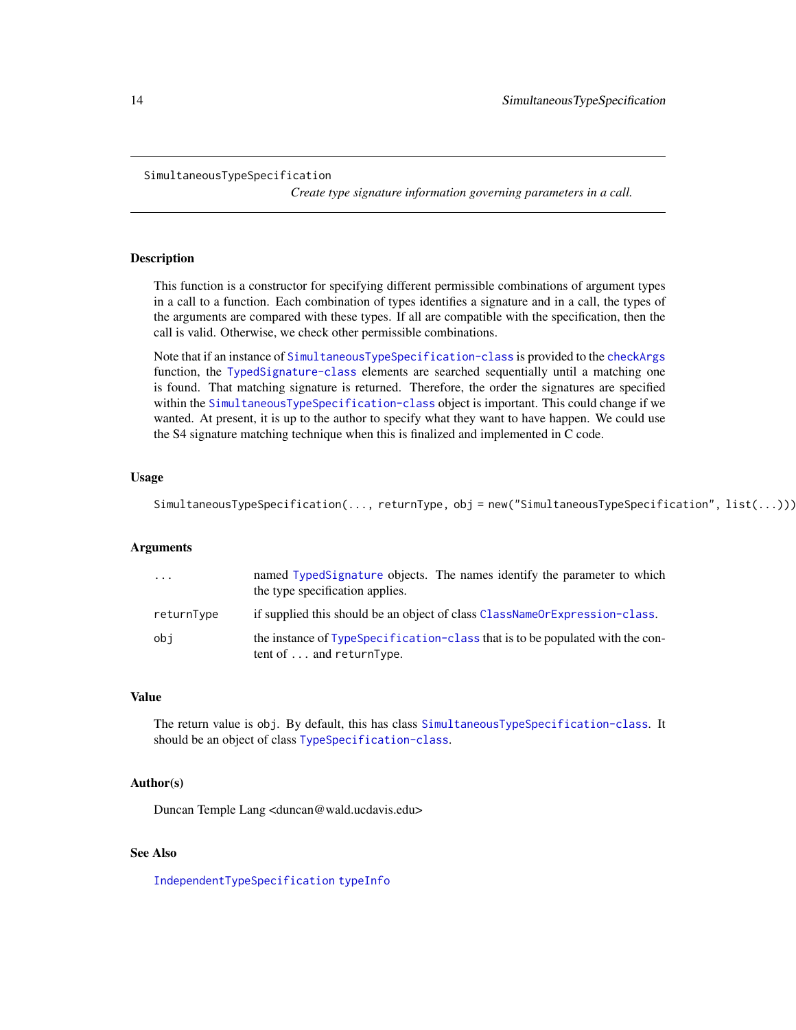# SimultaneousTypeSpecification

*Create type signature information governing parameters in a call.*

## Description

This function is a constructor for specifying different permissible combinations of argument types in a call to a function. Each combination of types identifies a signature and in a call, the types of the arguments are compared with these types. If all are compatible with the specification, then the call is valid. Otherwise, we check other permissible combinations.

Note that if an instance of `SimultaneousTypeSpecification-class` is provided to the `checkArgs` function, the `TypedSignature-class` elements are searched sequentially until a matching one is found. That matching signature is returned. Therefore, the order the signatures are specified within the `SimultaneousTypeSpecification-class` object is important. This could change if we wanted. At present, it is up to the author to specify what they want to have happen. We could use the S4 signature matching technique when this is finalized and implemented in C code.

## Usage

```
SimultaneousTypeSpecification(..., returnType, obj = new("SimultaneousTypeSpecification", list(...)))
```

## Arguments

| | |
|---|---|
| `...` | named `TypedSignature` objects. The names identify the parameter to which the type specification applies. |
| `returnType` | if supplied this should be an object of class `ClassNameOrExpression-class`. |
| `obj` | the instance of `TypeSpecification-class` that is to be populated with the content of `...` and `returnType`. |

## Value

The return value is `obj`. By default, this has class `SimultaneousTypeSpecification-class`. It should be an object of class `TypeSpecification-class`.

## Author(s)

Duncan Temple Lang <duncan@wald.ucdavis.edu>

## See Also

`IndependentTypeSpecification` `typeInfo`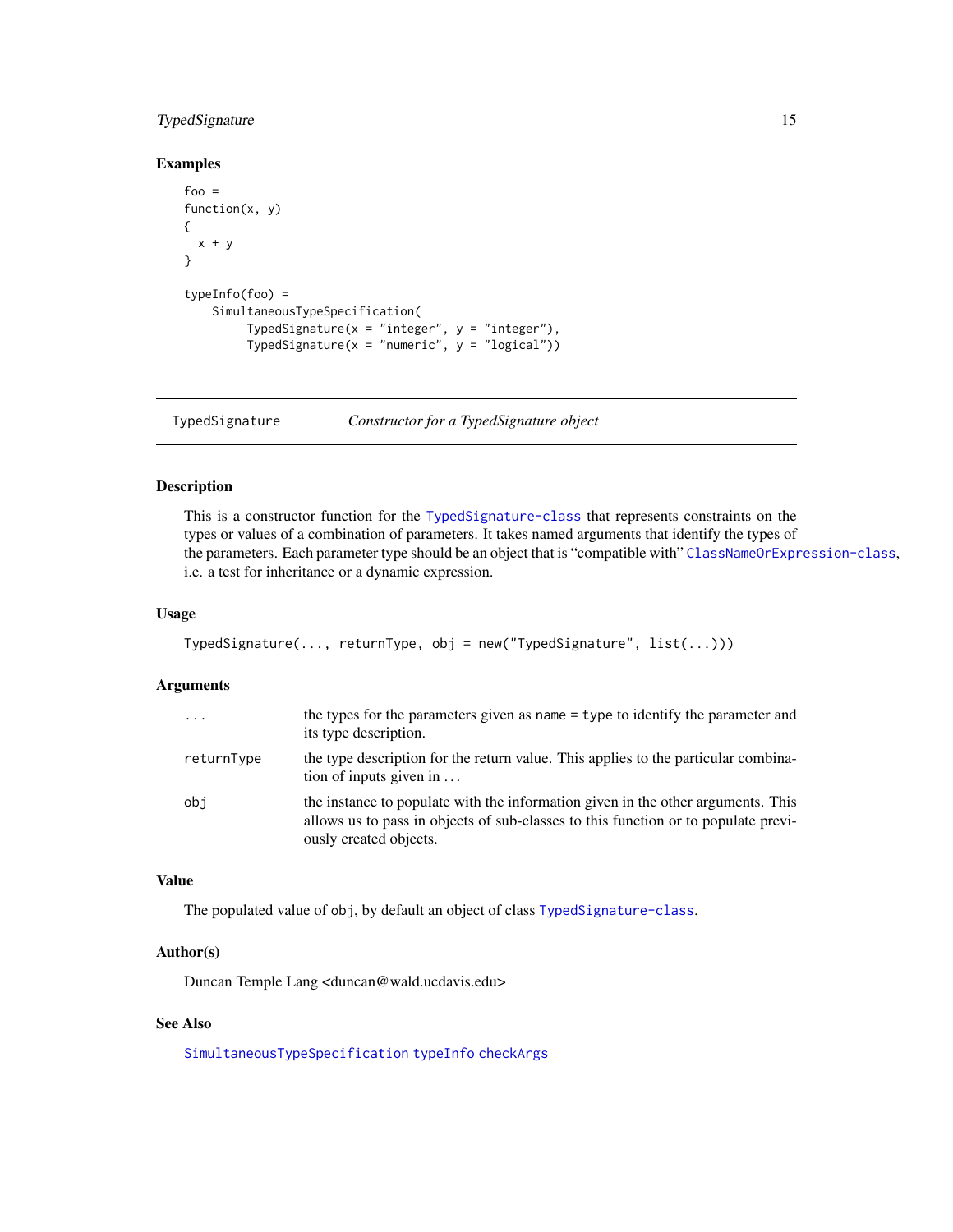### Examples

```
foo =
function(x, y)
{
  x + y
}

typeInfo(foo) =
    SimultaneousTypeSpecification(
         TypedSignature(x = "integer", y = "integer"),
         TypedSignature(x = "numeric", y = "logical"))
```

---

## TypedSignature — *Constructor for a TypedSignature object*

---

### Description

This is a constructor function for the TypedSignature-class that represents constraints on the types or values of a combination of parameters. It takes named arguments that identify the types of the parameters. Each parameter type should be an object that is "compatible with" ClassNameOrExpression-class, i.e. a test for inheritance or a dynamic expression.

### Usage

```
TypedSignature(..., returnType, obj = new("TypedSignature", list(...)))
```

### Arguments

| | |
|---|---|
| `...` | the types for the parameters given as `name = type` to identify the parameter and its type description. |
| `returnType` | the type description for the return value. This applies to the particular combination of inputs given in ... |
| `obj` | the instance to populate with the information given in the other arguments. This allows us to pass in objects of sub-classes to this function or to populate previously created objects. |

### Value

The populated value of `obj`, by default an object of class TypedSignature-class.

### Author(s)

Duncan Temple Lang <duncan@wald.ucdavis.edu>

### See Also

SimultaneousTypeSpecification typeInfo checkArgs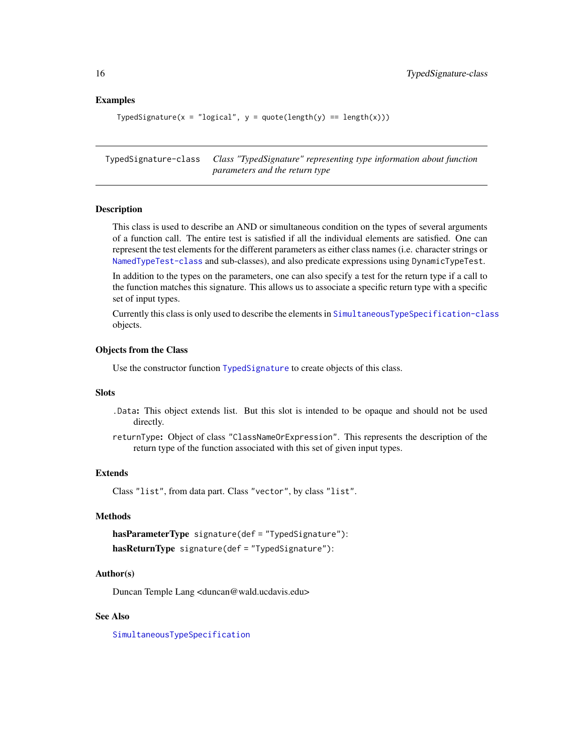### Examples

```
TypedSignature(x = "logical", y = quote(length(y) == length(x)))
```

---

## TypedSignature-class — *Class "TypedSignature" representing type information about function parameters and the return type*

---

### Description

This class is used to describe an AND or simultaneous condition on the types of several arguments of a function call. The entire test is satisfied if all the individual elements are satisfied. One can represent the test elements for the different parameters as either class names (i.e. character strings or `NamedTypeTest-class` and sub-classes), and also predicate expressions using `DynamicTypeTest`.

In addition to the types on the parameters, one can also specify a test for the return type if a call to the function matches this signature. This allows us to associate a specific return type with a specific set of input types.

Currently this class is only used to describe the elements in `SimultaneousTypeSpecification-class` objects.

### Objects from the Class

Use the constructor function `TypedSignature` to create objects of this class.

### Slots

`.Data`: This object extends list. But this slot is intended to be opaque and should not be used directly.

`returnType`: Object of class `"ClassNameOrExpression"`. This represents the description of the return type of the function associated with this set of given input types.

### Extends

Class `"list"`, from data part. Class `"vector"`, by class `"list"`.

### Methods

**hasParameterType** `signature(def = "TypedSignature")`:

**hasReturnType** `signature(def = "TypedSignature")`:

### Author(s)

Duncan Temple Lang <duncan@wald.ucdavis.edu>

### See Also

`SimultaneousTypeSpecification`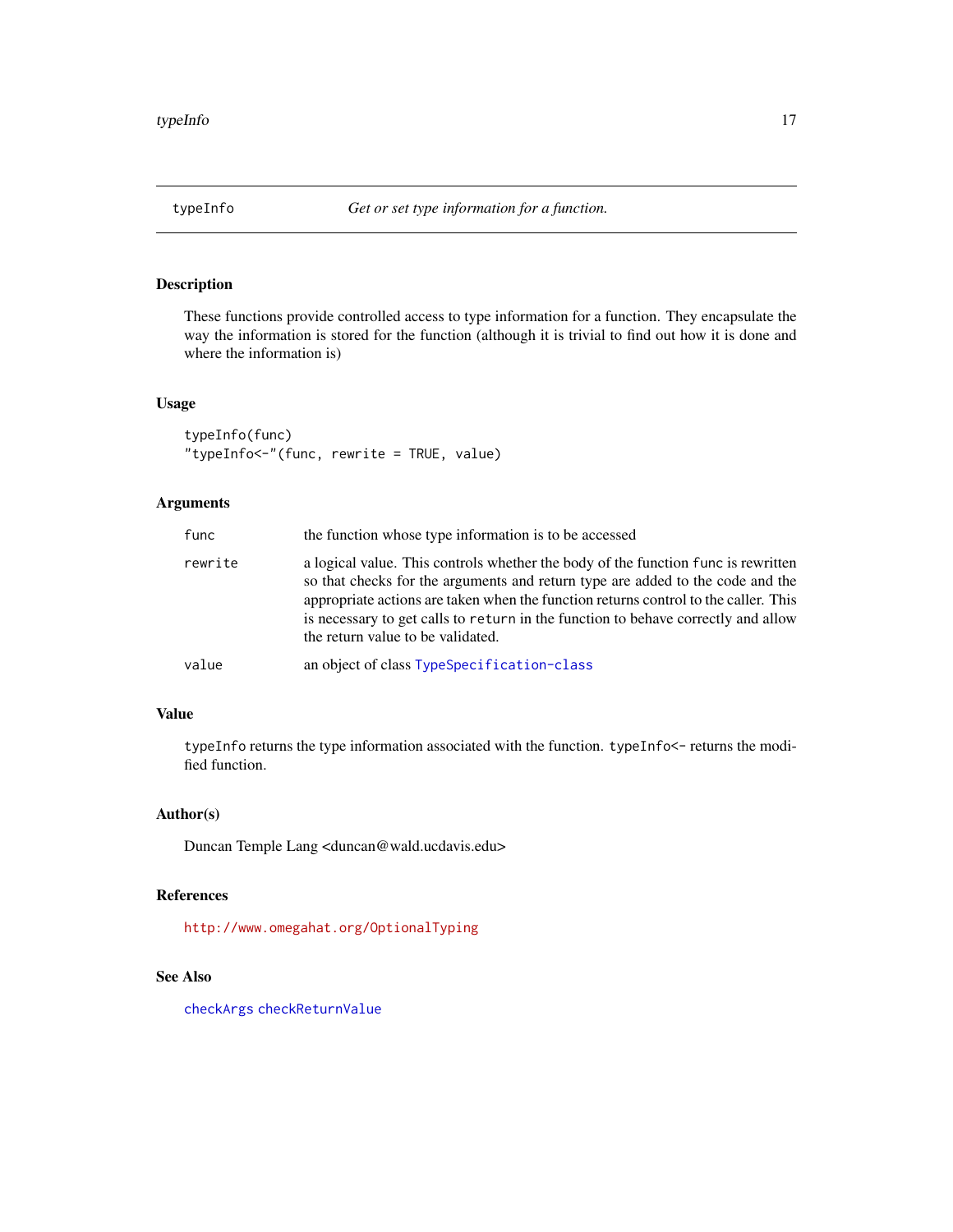# typeInfo — *Get or set type information for a function.*

## Description

These functions provide controlled access to type information for a function. They encapsulate the way the information is stored for the function (although it is trivial to find out how it is done and where the information is)

## Usage

```
typeInfo(func)
"typeInfo<-"(func, rewrite = TRUE, value)
```

## Arguments

| | |
|---|---|
| `func` | the function whose type information is to be accessed |
| `rewrite` | a logical value. This controls whether the body of the function `func` is rewritten so that checks for the arguments and return type are added to the code and the appropriate actions are taken when the function returns control to the caller. This is necessary to get calls to `return` in the function to behave correctly and allow the return value to be validated. |
| `value` | an object of class `TypeSpecification-class` |

## Value

`typeInfo` returns the type information associated with the function. `typeInfo<-` returns the modified function.

## Author(s)

Duncan Temple Lang <duncan@wald.ucdavis.edu>

## References

`http://www.omegahat.org/OptionalTyping`

## See Also

`checkArgs` `checkReturnValue`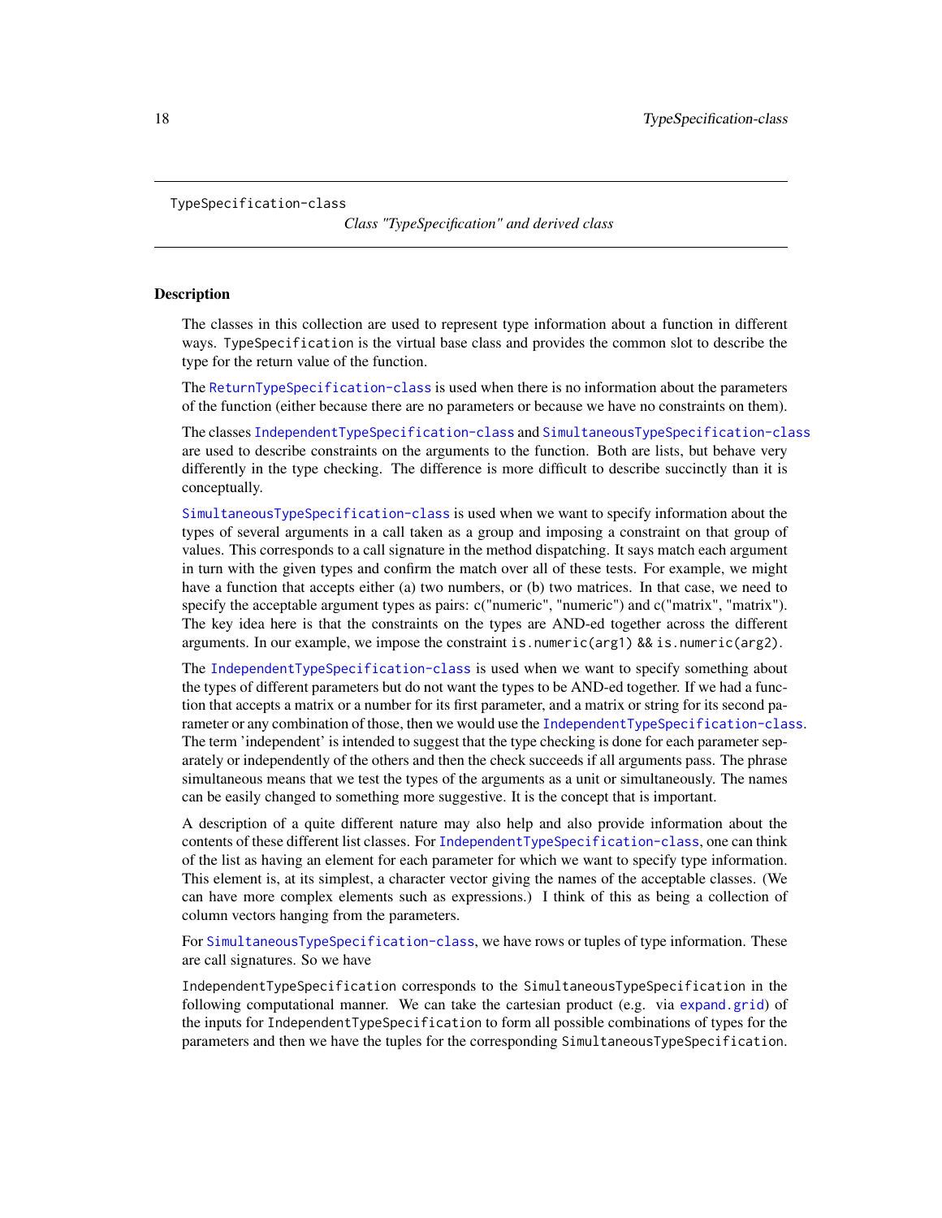TypeSpecification-class

*Class "TypeSpecification" and derived class*

## Description

The classes in this collection are used to represent type information about a function in different ways. `TypeSpecification` is the virtual base class and provides the common slot to describe the type for the return value of the function.

The `ReturnTypeSpecification-class` is used when there is no information about the parameters of the function (either because there are no parameters or because we have no constraints on them).

The classes `IndependentTypeSpecification-class` and `SimultaneousTypeSpecification-class` are used to describe constraints on the arguments to the function. Both are lists, but behave very differently in the type checking. The difference is more difficult to describe succinctly than it is conceptually.

`SimultaneousTypeSpecification-class` is used when we want to specify information about the types of several arguments in a call taken as a group and imposing a constraint on that group of values. This corresponds to a call signature in the method dispatching. It says match each argument in turn with the given types and confirm the match over all of these tests. For example, we might have a function that accepts either (a) two numbers, or (b) two matrices. In that case, we need to specify the acceptable argument types as pairs: c("numeric", "numeric") and c("matrix", "matrix"). The key idea here is that the constraints on the types are AND-ed together across the different arguments. In our example, we impose the constraint `is.numeric(arg1) && is.numeric(arg2)`.

The `IndependentTypeSpecification-class` is used when we want to specify something about the types of different parameters but do not want the types to be AND-ed together. If we had a function that accepts a matrix or a number for its first parameter, and a matrix or string for its second parameter or any combination of those, then we would use the `IndependentTypeSpecification-class`. The term 'independent' is intended to suggest that the type checking is done for each parameter separately or independently of the others and then the check succeeds if all arguments pass. The phrase simultaneous means that we test the types of the arguments as a unit or simultaneously. The names can be easily changed to something more suggestive. It is the concept that is important.

A description of a quite different nature may also help and also provide information about the contents of these different list classes. For `IndependentTypeSpecification-class`, one can think of the list as having an element for each parameter for which we want to specify type information. This element is, at its simplest, a character vector giving the names of the acceptable classes. (We can have more complex elements such as expressions.) I think of this as being a collection of column vectors hanging from the parameters.

For `SimultaneousTypeSpecification-class`, we have rows or tuples of type information. These are call signatures. So we have

`IndependentTypeSpecification` corresponds to the `SimultaneousTypeSpecification` in the following computational manner. We can take the cartesian product (e.g. via `expand.grid`) of the inputs for `IndependentTypeSpecification` to form all possible combinations of types for the parameters and then we have the tuples for the corresponding `SimultaneousTypeSpecification`.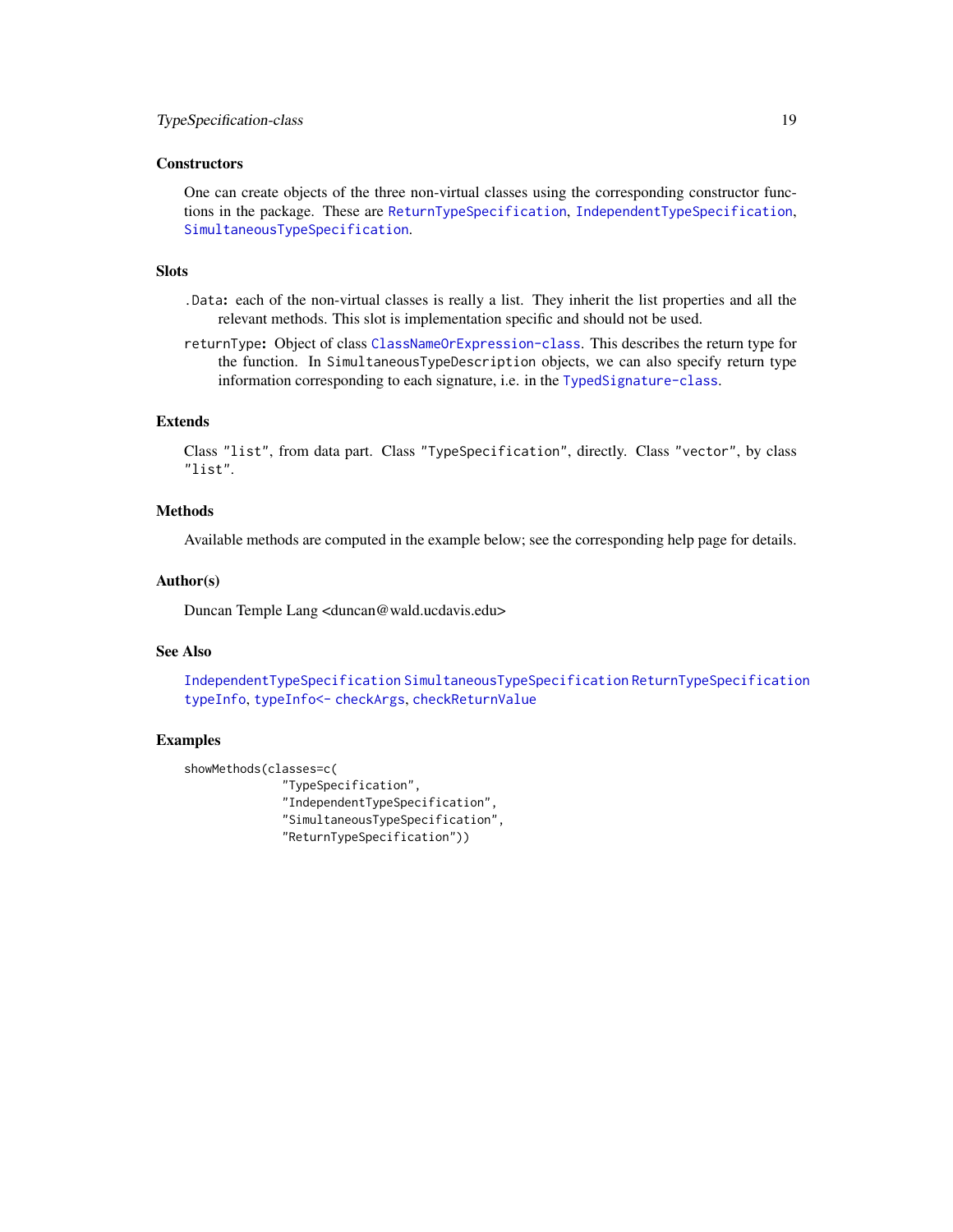## Constructors

One can create objects of the three non-virtual classes using the corresponding constructor functions in the package. These are `ReturnTypeSpecification`, `IndependentTypeSpecification`, `SimultaneousTypeSpecification`.

## Slots

`.Data`: each of the non-virtual classes is really a list. They inherit the list properties and all the relevant methods. This slot is implementation specific and should not be used.

`returnType`: Object of class `ClassNameOrExpression-class`. This describes the return type for the function. In `SimultaneousTypeDescription` objects, we can also specify return type information corresponding to each signature, i.e. in the `TypedSignature-class`.

## Extends

Class `"list"`, from data part. Class `"TypeSpecification"`, directly. Class `"vector"`, by class `"list"`.

## Methods

Available methods are computed in the example below; see the corresponding help page for details.

## Author(s)

Duncan Temple Lang <duncan@wald.ucdavis.edu>

## See Also

`IndependentTypeSpecification` `SimultaneousTypeSpecification` `ReturnTypeSpecification` `typeInfo`, `typeInfo<-` `checkArgs`, `checkReturnValue`

## Examples

```
showMethods(classes=c(
              "TypeSpecification",
              "IndependentTypeSpecification",
              "SimultaneousTypeSpecification",
              "ReturnTypeSpecification"))
```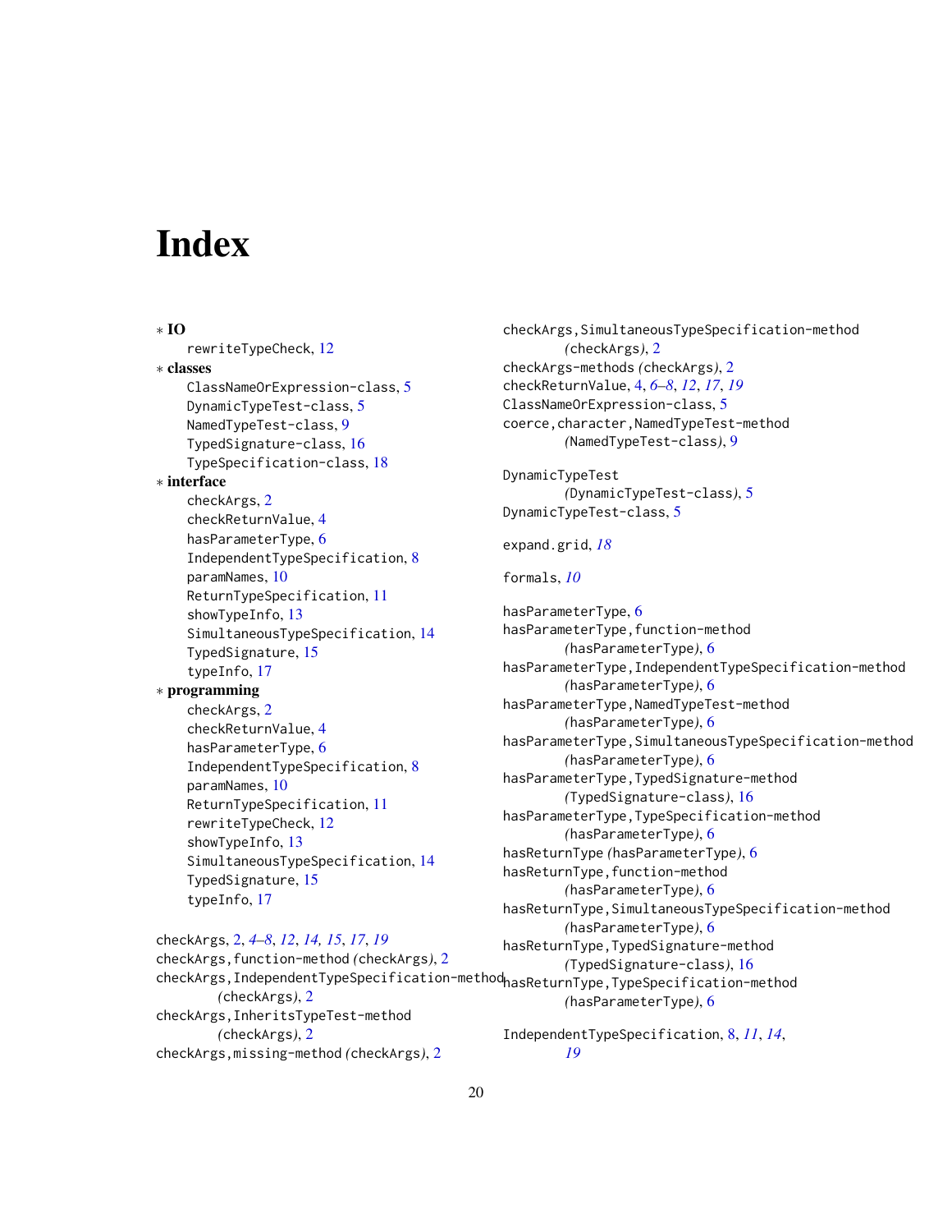# Index

∗ **IO**
- rewriteTypeCheck, 12

∗ **classes**
- ClassNameOrExpression-class, 5
- DynamicTypeTest-class, 5
- NamedTypeTest-class, 9
- TypedSignature-class, 16
- TypeSpecification-class, 18

∗ **interface**
- checkArgs, 2
- checkReturnValue, 4
- hasParameterType, 6
- IndependentTypeSpecification, 8
- paramNames, 10
- ReturnTypeSpecification, 11
- showTypeInfo, 13
- SimultaneousTypeSpecification, 14
- TypedSignature, 15
- typeInfo, 17

∗ **programming**
- checkArgs, 2
- checkReturnValue, 4
- hasParameterType, 6
- IndependentTypeSpecification, 8
- paramNames, 10
- ReturnTypeSpecification, 11
- rewriteTypeCheck, 12
- showTypeInfo, 13
- SimultaneousTypeSpecification, 14
- TypedSignature, 15
- typeInfo, 17

checkArgs, 2, *4–8*, *12*, *14, 15*, *17*, *19*
checkArgs,function-method *(checkArgs)*, 2
checkArgs,IndependentTypeSpecification-method *(checkArgs)*, 2
checkArgs,InheritsTypeTest-method *(checkArgs)*, 2
checkArgs,missing-method *(checkArgs)*, 2
checkArgs,SimultaneousTypeSpecification-method *(checkArgs)*, 2
checkArgs-methods *(checkArgs)*, 2
checkReturnValue, 4, *6–8*, *12*, *17*, *19*
ClassNameOrExpression-class, 5
coerce,character,NamedTypeTest-method *(NamedTypeTest-class)*, 9

DynamicTypeTest *(DynamicTypeTest-class)*, 5
DynamicTypeTest-class, 5

expand.grid, *18*

formals, *10*

hasParameterType, 6
hasParameterType,function-method *(hasParameterType)*, 6
hasParameterType,IndependentTypeSpecification-method *(hasParameterType)*, 6
hasParameterType,NamedTypeTest-method *(hasParameterType)*, 6
hasParameterType,SimultaneousTypeSpecification-method *(hasParameterType)*, 6
hasParameterType,TypedSignature-method *(TypedSignature-class)*, 16
hasParameterType,TypeSpecification-method *(hasParameterType)*, 6
hasReturnType *(hasParameterType)*, 6
hasReturnType,function-method *(hasParameterType)*, 6
hasReturnType,SimultaneousTypeSpecification-method *(hasParameterType)*, 6
hasReturnType,TypedSignature-method *(TypedSignature-class)*, 16
hasReturnType,TypeSpecification-method *(hasParameterType)*, 6

IndependentTypeSpecification, 8, *11*, *14*, *19*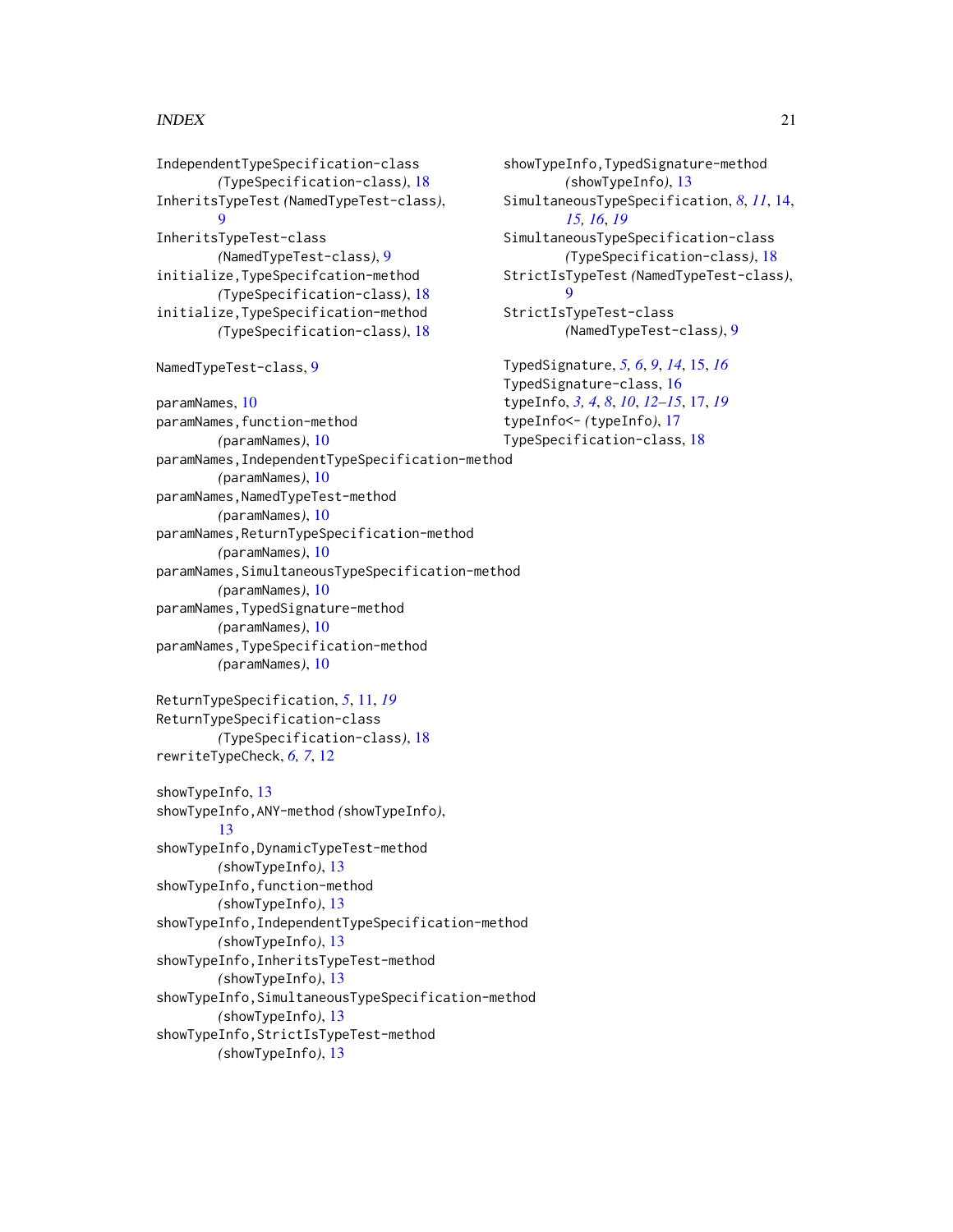IndependentTypeSpecification-class
*(*TypeSpecification-class*)*, 18
InheritsTypeTest *(*NamedTypeTest-class*)*,
9
InheritsTypeTest-class
*(*NamedTypeTest-class*)*, 9
initialize,TypeSpecifcation-method
*(*TypeSpecification-class*)*, 18
initialize,TypeSpecification-method
*(*TypeSpecification-class*)*, 18

NamedTypeTest-class, 9

paramNames, 10
paramNames,function-method
*(*paramNames*)*, 10
paramNames,IndependentTypeSpecification-method
*(*paramNames*)*, 10
paramNames,NamedTypeTest-method
*(*paramNames*)*, 10
paramNames,ReturnTypeSpecification-method
*(*paramNames*)*, 10
paramNames,SimultaneousTypeSpecification-method
*(*paramNames*)*, 10
paramNames,TypedSignature-method
*(*paramNames*)*, 10
paramNames,TypeSpecification-method
*(*paramNames*)*, 10

ReturnTypeSpecification, *5*, 11, *19*
ReturnTypeSpecification-class
*(*TypeSpecification-class*)*, 18
rewriteTypeCheck, *6, 7*, 12

showTypeInfo, 13
showTypeInfo,ANY-method *(*showTypeInfo*)*,
13
showTypeInfo,DynamicTypeTest-method
*(*showTypeInfo*)*, 13
showTypeInfo,function-method
*(*showTypeInfo*)*, 13
showTypeInfo,IndependentTypeSpecification-method
*(*showTypeInfo*)*, 13
showTypeInfo,InheritsTypeTest-method
*(*showTypeInfo*)*, 13
showTypeInfo,SimultaneousTypeSpecification-method
*(*showTypeInfo*)*, 13
showTypeInfo,StrictIsTypeTest-method
*(*showTypeInfo*)*, 13
showTypeInfo,TypedSignature-method
*(*showTypeInfo*)*, 13
SimultaneousTypeSpecification, *8*, *11*, 14,
*15, 16*, *19*
SimultaneousTypeSpecification-class
*(*TypeSpecification-class*)*, 18
StrictIsTypeTest *(*NamedTypeTest-class*)*,
9
StrictIsTypeTest-class
*(*NamedTypeTest-class*)*, 9

TypedSignature, *5, 6*, *9*, *14*, 15, *16*
TypedSignature-class, 16
typeInfo, *3, 4*, *8*, *10*, *12–15*, 17, *19*
typeInfo<- *(*typeInfo*)*, 17
TypeSpecification-class, 18